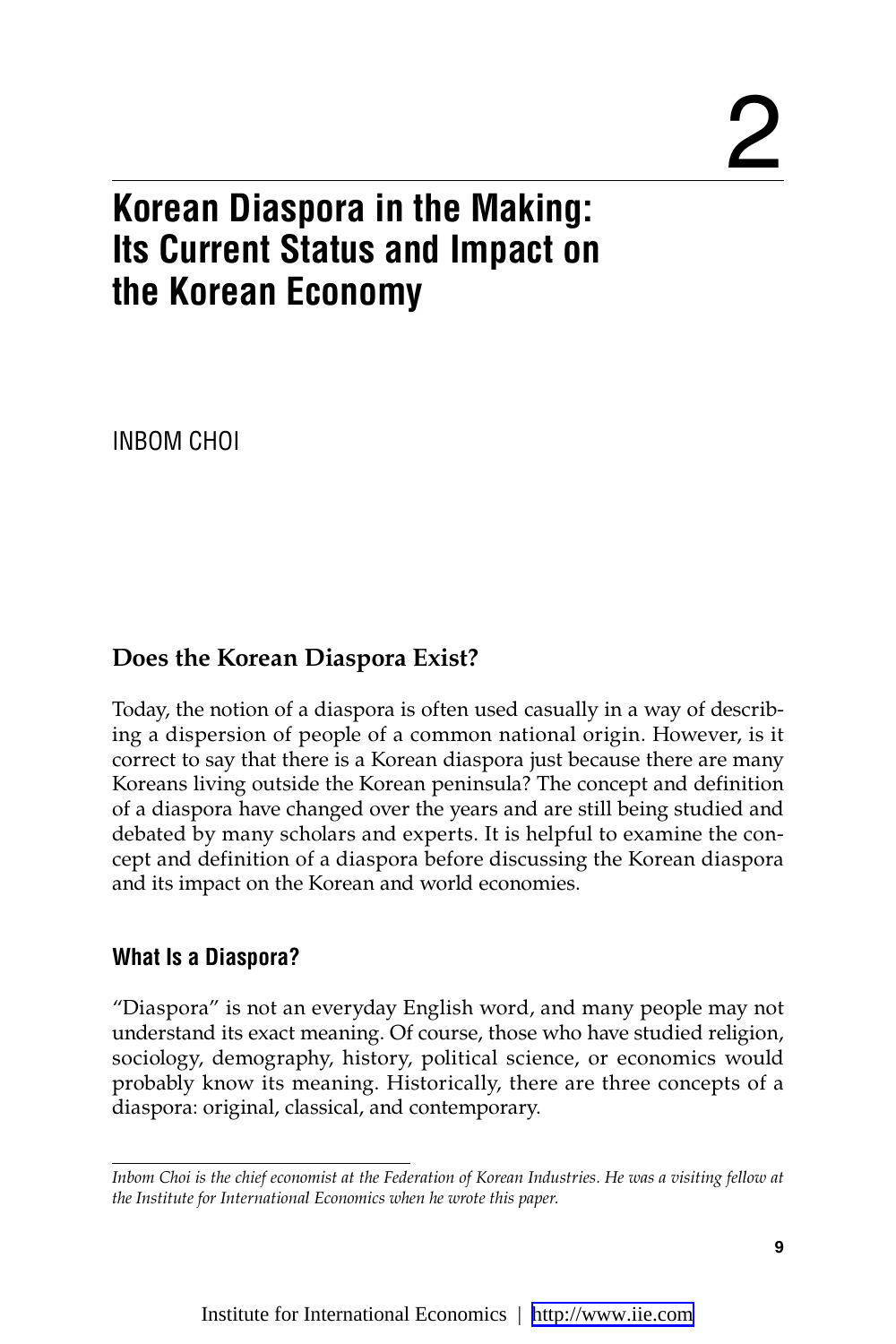# 2

# Korean Diaspora in the Making: Its Current Status and Impact on the Korean Economy

INBOM CHOI

## Does the Korean Diaspora Exist?

Today, the notion of a diaspora is often used casually in a way of describing a dispersion of people of a common national origin. However, is it correct to say that there is a Korean diaspora just because there are many Koreans living outside the Korean peninsula? The concept and definition of a diaspora have changed over the years and are still being studied and debated by many scholars and experts. It is helpful to examine the concept and definition of a diaspora before discussing the Korean diaspora and its impact on the Korean and world economies.

### What Is a Diaspora?

"Diaspora" is not an everyday English word, and many people may not understand its exact meaning. Of course, those who have studied religion, sociology, demography, history, political science, or economics would probably know its meaning. Historically, there are three concepts of a diaspora: original, classical, and contemporary.

---

*Inbom Choi is the chief economist at the Federation of Korean Industries. He was a visiting fellow at the Institute for International Economics when he wrote this paper.*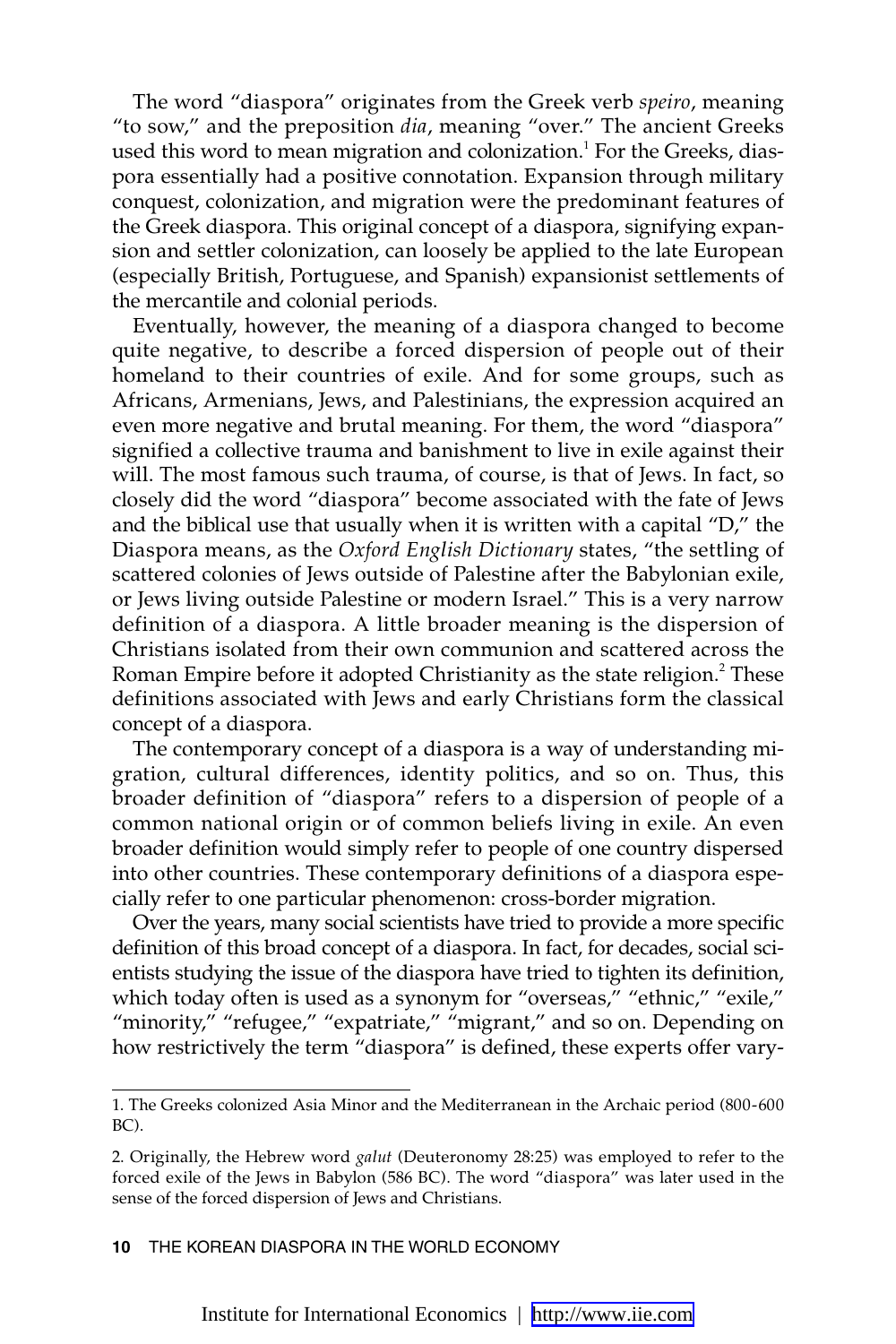The word "diaspora" originates from the Greek verb *speiro*, meaning "to sow," and the preposition *dia*, meaning "over." The ancient Greeks used this word to mean migration and colonization.[1] For the Greeks, diaspora essentially had a positive connotation. Expansion through military conquest, colonization, and migration were the predominant features of the Greek diaspora. This original concept of a diaspora, signifying expansion and settler colonization, can loosely be applied to the late European (especially British, Portuguese, and Spanish) expansionist settlements of the mercantile and colonial periods.

Eventually, however, the meaning of a diaspora changed to become quite negative, to describe a forced dispersion of people out of their homeland to their countries of exile. And for some groups, such as Africans, Armenians, Jews, and Palestinians, the expression acquired an even more negative and brutal meaning. For them, the word "diaspora" signified a collective trauma and banishment to live in exile against their will. The most famous such trauma, of course, is that of Jews. In fact, so closely did the word "diaspora" become associated with the fate of Jews and the biblical use that usually when it is written with a capital "D," the Diaspora means, as the *Oxford English Dictionary* states, "the settling of scattered colonies of Jews outside of Palestine after the Babylonian exile, or Jews living outside Palestine or modern Israel." This is a very narrow definition of a diaspora. A little broader meaning is the dispersion of Christians isolated from their own communion and scattered across the Roman Empire before it adopted Christianity as the state religion.[2] These definitions associated with Jews and early Christians form the classical concept of a diaspora.

The contemporary concept of a diaspora is a way of understanding migration, cultural differences, identity politics, and so on. Thus, this broader definition of "diaspora" refers to a dispersion of people of a common national origin or of common beliefs living in exile. An even broader definition would simply refer to people of one country dispersed into other countries. These contemporary definitions of a diaspora especially refer to one particular phenomenon: cross-border migration.

Over the years, many social scientists have tried to provide a more specific definition of this broad concept of a diaspora. In fact, for decades, social scientists studying the issue of the diaspora have tried to tighten its definition, which today often is used as a synonym for "overseas," "ethnic," "exile," "minority," "refugee," "expatriate," "migrant," and so on. Depending on how restrictively the term "diaspora" is defined, these experts offer vary-

---

1. The Greeks colonized Asia Minor and the Mediterranean in the Archaic period (800-600 BC).

2. Originally, the Hebrew word *galut* (Deuteronomy 28:25) was employed to refer to the forced exile of the Jews in Babylon (586 BC). The word "diaspora" was later used in the sense of the forced dispersion of Jews and Christians.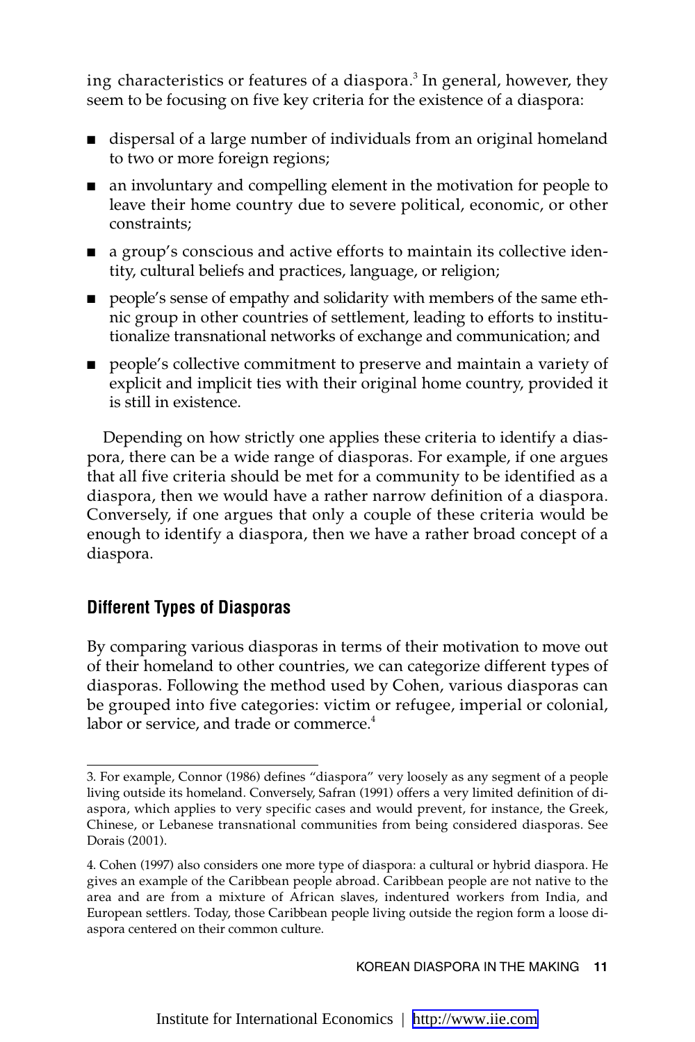ing characteristics or features of a diaspora.[3] In general, however, they seem to be focusing on five key criteria for the existence of a diaspora:

- dispersal of a large number of individuals from an original homeland to two or more foreign regions;
- an involuntary and compelling element in the motivation for people to leave their home country due to severe political, economic, or other constraints;
- a group's conscious and active efforts to maintain its collective identity, cultural beliefs and practices, language, or religion;
- people's sense of empathy and solidarity with members of the same ethnic group in other countries of settlement, leading to efforts to institutionalize transnational networks of exchange and communication; and
- people's collective commitment to preserve and maintain a variety of explicit and implicit ties with their original home country, provided it is still in existence.

Depending on how strictly one applies these criteria to identify a diaspora, there can be a wide range of diasporas. For example, if one argues that all five criteria should be met for a community to be identified as a diaspora, then we would have a rather narrow definition of a diaspora. Conversely, if one argues that only a couple of these criteria would be enough to identify a diaspora, then we have a rather broad concept of a diaspora.

## Different Types of Diasporas

By comparing various diasporas in terms of their motivation to move out of their homeland to other countries, we can categorize different types of diasporas. Following the method used by Cohen, various diasporas can be grouped into five categories: victim or refugee, imperial or colonial, labor or service, and trade or commerce.[4]

---

3. For example, Connor (1986) defines "diaspora" very loosely as any segment of a people living outside its homeland. Conversely, Safran (1991) offers a very limited definition of diaspora, which applies to very specific cases and would prevent, for instance, the Greek, Chinese, or Lebanese transnational communities from being considered diasporas. See Dorais (2001).

4. Cohen (1997) also considers one more type of diaspora: a cultural or hybrid diaspora. He gives an example of the Caribbean people abroad. Caribbean people are not native to the area and are from a mixture of African slaves, indentured workers from India, and European settlers. Today, those Caribbean people living outside the region form a loose diaspora centered on their common culture.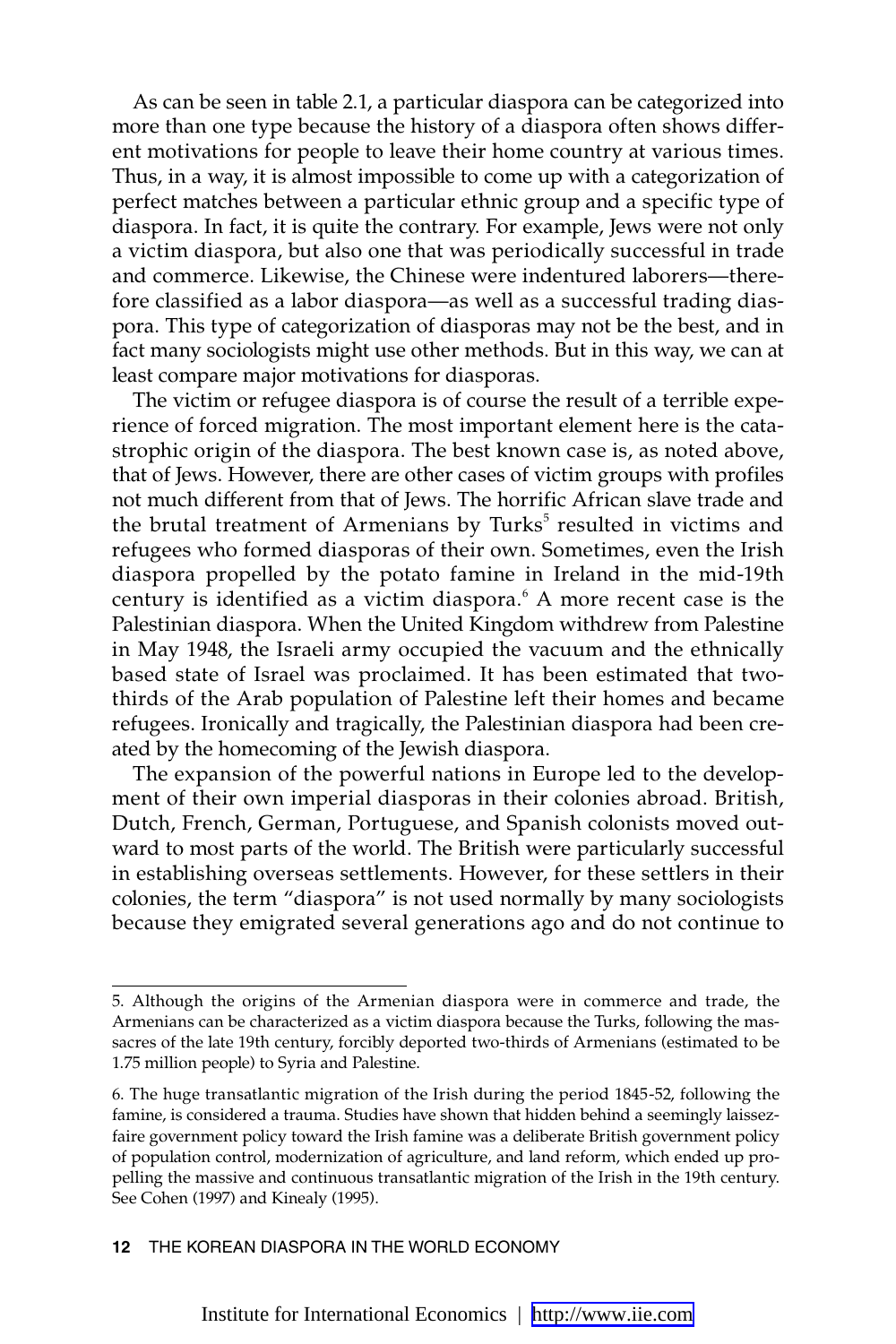As can be seen in table 2.1, a particular diaspora can be categorized into more than one type because the history of a diaspora often shows different motivations for people to leave their home country at various times. Thus, in a way, it is almost impossible to come up with a categorization of perfect matches between a particular ethnic group and a specific type of diaspora. In fact, it is quite the contrary. For example, Jews were not only a victim diaspora, but also one that was periodically successful in trade and commerce. Likewise, the Chinese were indentured laborers—therefore classified as a labor diaspora—as well as a successful trading diaspora. This type of categorization of diasporas may not be the best, and in fact many sociologists might use other methods. But in this way, we can at least compare major motivations for diasporas.

The victim or refugee diaspora is of course the result of a terrible experience of forced migration. The most important element here is the catastrophic origin of the diaspora. The best known case is, as noted above, that of Jews. However, there are other cases of victim groups with profiles not much different from that of Jews. The horrific African slave trade and the brutal treatment of Armenians by Turks[5] resulted in victims and refugees who formed diasporas of their own. Sometimes, even the Irish diaspora propelled by the potato famine in Ireland in the mid-19th century is identified as a victim diaspora.[6] A more recent case is the Palestinian diaspora. When the United Kingdom withdrew from Palestine in May 1948, the Israeli army occupied the vacuum and the ethnically based state of Israel was proclaimed. It has been estimated that two-thirds of the Arab population of Palestine left their homes and became refugees. Ironically and tragically, the Palestinian diaspora had been created by the homecoming of the Jewish diaspora.

The expansion of the powerful nations in Europe led to the development of their own imperial diasporas in their colonies abroad. British, Dutch, French, German, Portuguese, and Spanish colonists moved outward to most parts of the world. The British were particularly successful in establishing overseas settlements. However, for these settlers in their colonies, the term "diaspora" is not used normally by many sociologists because they emigrated several generations ago and do not continue to

---

5. Although the origins of the Armenian diaspora were in commerce and trade, the Armenians can be characterized as a victim diaspora because the Turks, following the massacres of the late 19th century, forcibly deported two-thirds of Armenians (estimated to be 1.75 million people) to Syria and Palestine.

6. The huge transatlantic migration of the Irish during the period 1845-52, following the famine, is considered a trauma. Studies have shown that hidden behind a seemingly laissez-faire government policy toward the Irish famine was a deliberate British government policy of population control, modernization of agriculture, and land reform, which ended up propelling the massive and continuous transatlantic migration of the Irish in the 19th century. See Cohen (1997) and Kinealy (1995).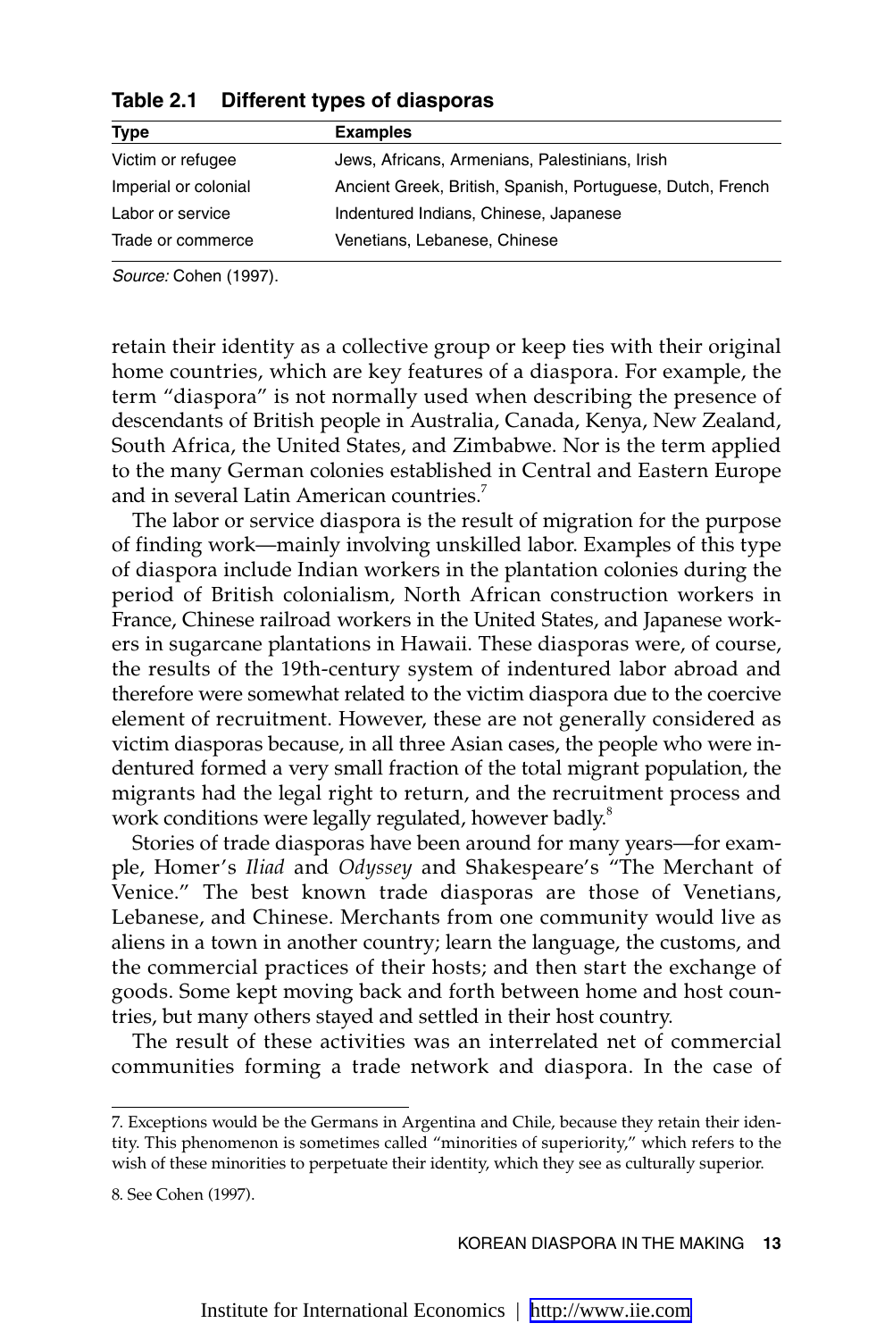**Table 2.1 Different types of diasporas**

| Type | Examples |
|---|---|
| Victim or refugee | Jews, Africans, Armenians, Palestinians, Irish |
| Imperial or colonial | Ancient Greek, British, Spanish, Portuguese, Dutch, French |
| Labor or service | Indentured Indians, Chinese, Japanese |
| Trade or commerce | Venetians, Lebanese, Chinese |

*Source:* Cohen (1997).

retain their identity as a collective group or keep ties with their original home countries, which are key features of a diaspora. For example, the term "diaspora" is not normally used when describing the presence of descendants of British people in Australia, Canada, Kenya, New Zealand, South Africa, the United States, and Zimbabwe. Nor is the term applied to the many German colonies established in Central and Eastern Europe and in several Latin American countries.[7]

The labor or service diaspora is the result of migration for the purpose of finding work—mainly involving unskilled labor. Examples of this type of diaspora include Indian workers in the plantation colonies during the period of British colonialism, North African construction workers in France, Chinese railroad workers in the United States, and Japanese workers in sugarcane plantations in Hawaii. These diasporas were, of course, the results of the 19th-century system of indentured labor abroad and therefore were somewhat related to the victim diaspora due to the coercive element of recruitment. However, these are not generally considered as victim diasporas because, in all three Asian cases, the people who were indentured formed a very small fraction of the total migrant population, the migrants had the legal right to return, and the recruitment process and work conditions were legally regulated, however badly.[8]

Stories of trade diasporas have been around for many years—for example, Homer's *Iliad* and *Odyssey* and Shakespeare's "The Merchant of Venice." The best known trade diasporas are those of Venetians, Lebanese, and Chinese. Merchants from one community would live as aliens in a town in another country; learn the language, the customs, and the commercial practices of their hosts; and then start the exchange of goods. Some kept moving back and forth between home and host countries, but many others stayed and settled in their host country.

The result of these activities was an interrelated net of commercial communities forming a trade network and diaspora. In the case of

7. Exceptions would be the Germans in Argentina and Chile, because they retain their identity. This phenomenon is sometimes called "minorities of superiority," which refers to the wish of these minorities to perpetuate their identity, which they see as culturally superior.

8. See Cohen (1997).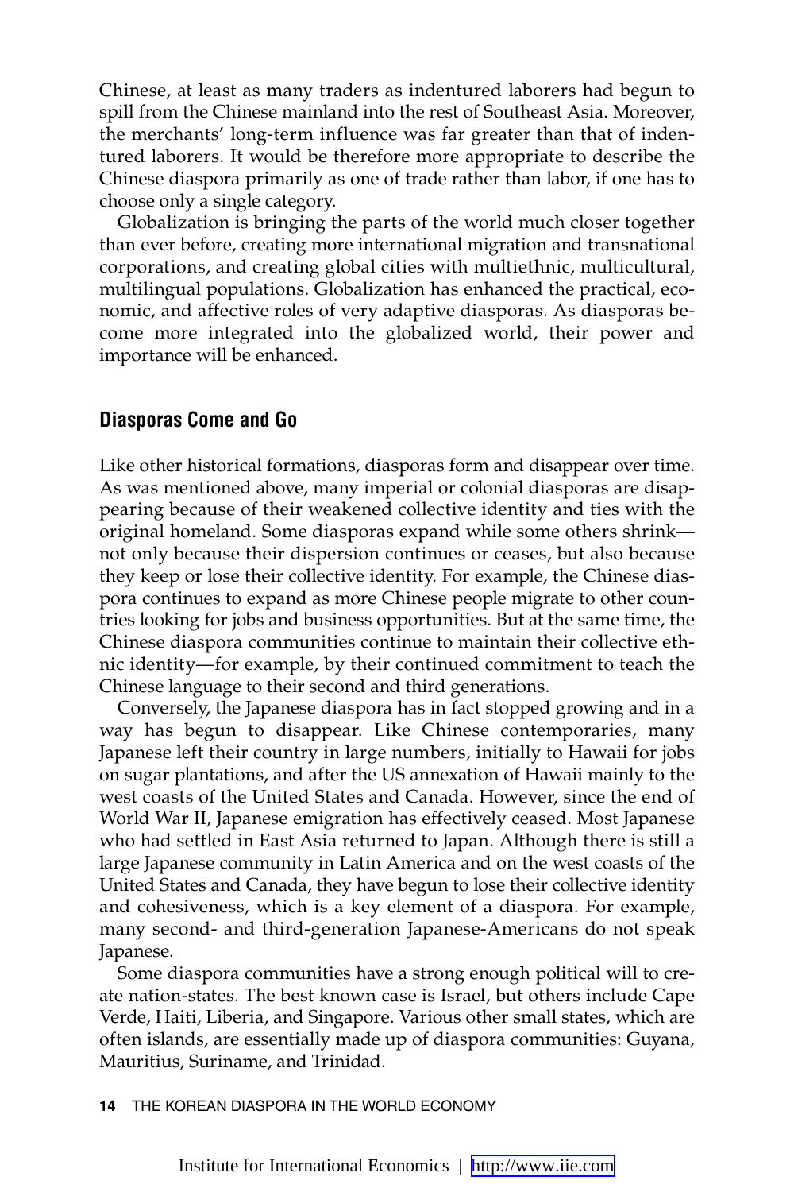Chinese, at least as many traders as indentured laborers had begun to spill from the Chinese mainland into the rest of Southeast Asia. Moreover, the merchants' long-term influence was far greater than that of indentured laborers. It would be therefore more appropriate to describe the Chinese diaspora primarily as one of trade rather than labor, if one has to choose only a single category.

Globalization is bringing the parts of the world much closer together than ever before, creating more international migration and transnational corporations, and creating global cities with multiethnic, multicultural, multilingual populations. Globalization has enhanced the practical, economic, and affective roles of very adaptive diasporas. As diasporas become more integrated into the globalized world, their power and importance will be enhanced.

## Diasporas Come and Go

Like other historical formations, diasporas form and disappear over time. As was mentioned above, many imperial or colonial diasporas are disappearing because of their weakened collective identity and ties with the original homeland. Some diasporas expand while some others shrink—not only because their dispersion continues or ceases, but also because they keep or lose their collective identity. For example, the Chinese diaspora continues to expand as more Chinese people migrate to other countries looking for jobs and business opportunities. But at the same time, the Chinese diaspora communities continue to maintain their collective ethnic identity—for example, by their continued commitment to teach the Chinese language to their second and third generations.

Conversely, the Japanese diaspora has in fact stopped growing and in a way has begun to disappear. Like Chinese contemporaries, many Japanese left their country in large numbers, initially to Hawaii for jobs on sugar plantations, and after the US annexation of Hawaii mainly to the west coasts of the United States and Canada. However, since the end of World War II, Japanese emigration has effectively ceased. Most Japanese who had settled in East Asia returned to Japan. Although there is still a large Japanese community in Latin America and on the west coasts of the United States and Canada, they have begun to lose their collective identity and cohesiveness, which is a key element of a diaspora. For example, many second- and third-generation Japanese-Americans do not speak Japanese.

Some diaspora communities have a strong enough political will to create nation-states. The best known case is Israel, but others include Cape Verde, Haiti, Liberia, and Singapore. Various other small states, which are often islands, are essentially made up of diaspora communities: Guyana, Mauritius, Suriname, and Trinidad.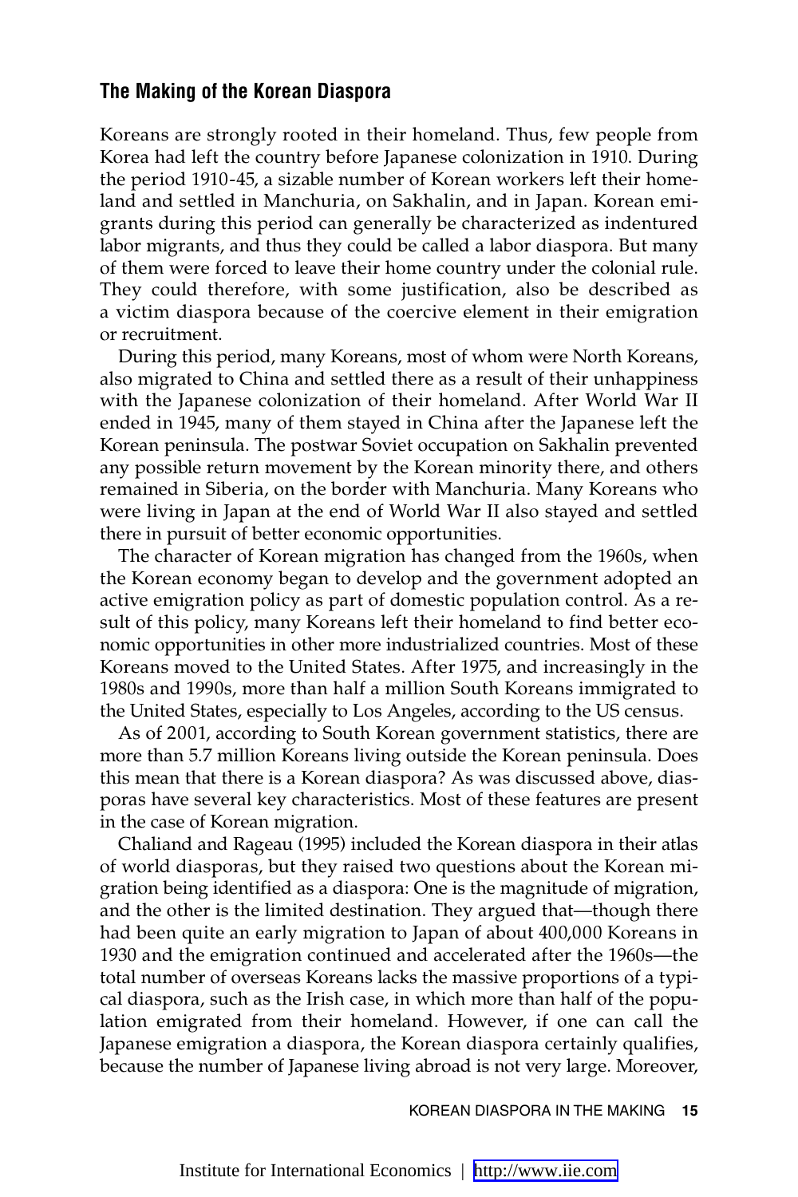### The Making of the Korean Diaspora

Koreans are strongly rooted in their homeland. Thus, few people from Korea had left the country before Japanese colonization in 1910. During the period 1910-45, a sizable number of Korean workers left their homeland and settled in Manchuria, on Sakhalin, and in Japan. Korean emigrants during this period can generally be characterized as indentured labor migrants, and thus they could be called a labor diaspora. But many of them were forced to leave their home country under the colonial rule. They could therefore, with some justification, also be described as a victim diaspora because of the coercive element in their emigration or recruitment.

During this period, many Koreans, most of whom were North Koreans, also migrated to China and settled there as a result of their unhappiness with the Japanese colonization of their homeland. After World War II ended in 1945, many of them stayed in China after the Japanese left the Korean peninsula. The postwar Soviet occupation on Sakhalin prevented any possible return movement by the Korean minority there, and others remained in Siberia, on the border with Manchuria. Many Koreans who were living in Japan at the end of World War II also stayed and settled there in pursuit of better economic opportunities.

The character of Korean migration has changed from the 1960s, when the Korean economy began to develop and the government adopted an active emigration policy as part of domestic population control. As a result of this policy, many Koreans left their homeland to find better economic opportunities in other more industrialized countries. Most of these Koreans moved to the United States. After 1975, and increasingly in the 1980s and 1990s, more than half a million South Koreans immigrated to the United States, especially to Los Angeles, according to the US census.

As of 2001, according to South Korean government statistics, there are more than 5.7 million Koreans living outside the Korean peninsula. Does this mean that there is a Korean diaspora? As was discussed above, diasporas have several key characteristics. Most of these features are present in the case of Korean migration.

Chaliand and Rageau (1995) included the Korean diaspora in their atlas of world diasporas, but they raised two questions about the Korean migration being identified as a diaspora: One is the magnitude of migration, and the other is the limited destination. They argued that—though there had been quite an early migration to Japan of about 400,000 Koreans in 1930 and the emigration continued and accelerated after the 1960s—the total number of overseas Koreans lacks the massive proportions of a typical diaspora, such as the Irish case, in which more than half of the population emigrated from their homeland. However, if one can call the Japanese emigration a diaspora, the Korean diaspora certainly qualifies, because the number of Japanese living abroad is not very large. Moreover,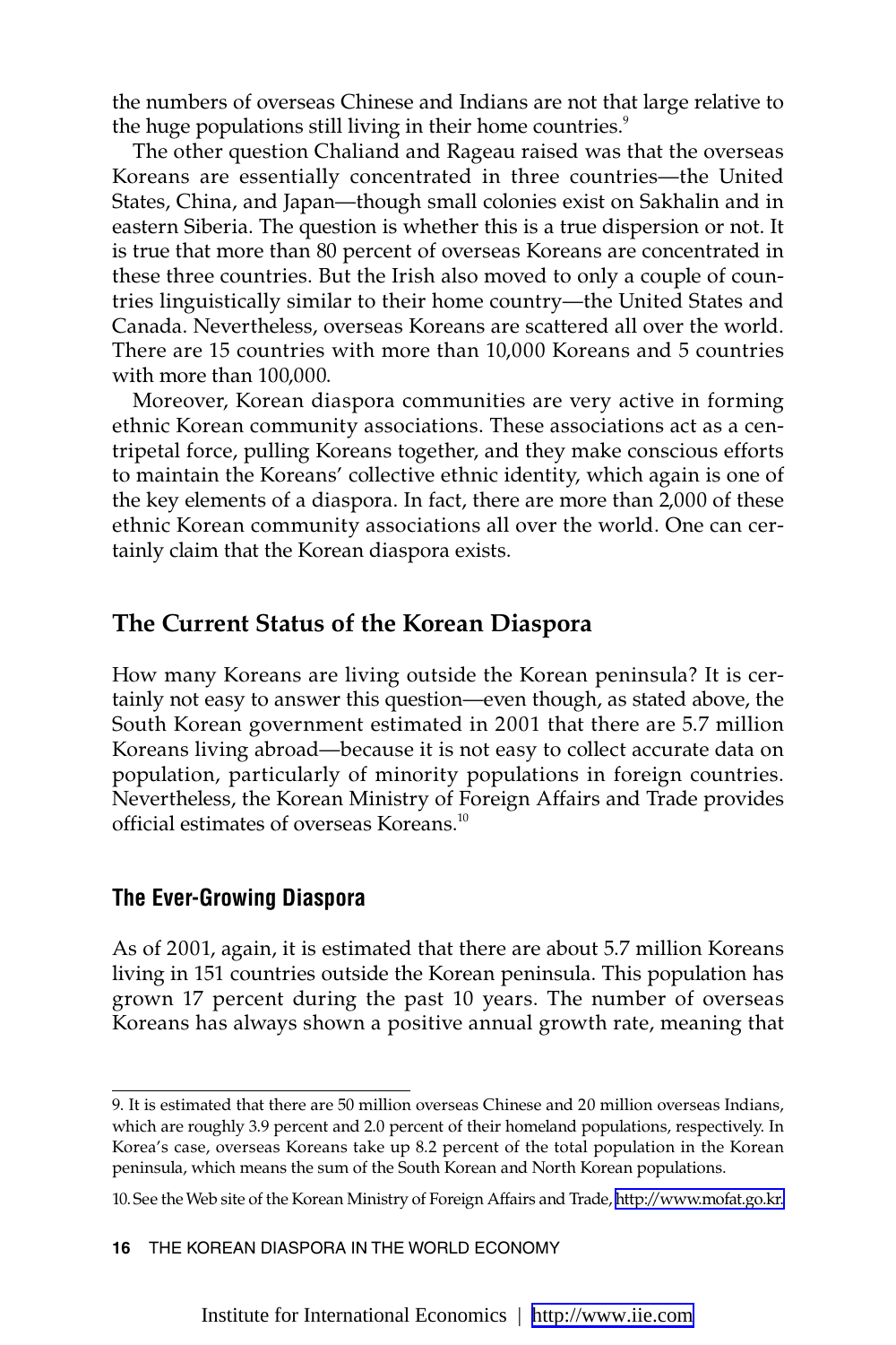the numbers of overseas Chinese and Indians are not that large relative to the huge populations still living in their home countries.[9]

The other question Chaliand and Rageau raised was that the overseas Koreans are essentially concentrated in three countries—the United States, China, and Japan—though small colonies exist on Sakhalin and in eastern Siberia. The question is whether this is a true dispersion or not. It is true that more than 80 percent of overseas Koreans are concentrated in these three countries. But the Irish also moved to only a couple of countries linguistically similar to their home country—the United States and Canada. Nevertheless, overseas Koreans are scattered all over the world. There are 15 countries with more than 10,000 Koreans and 5 countries with more than 100,000.

Moreover, Korean diaspora communities are very active in forming ethnic Korean community associations. These associations act as a centripetal force, pulling Koreans together, and they make conscious efforts to maintain the Koreans' collective ethnic identity, which again is one of the key elements of a diaspora. In fact, there are more than 2,000 of these ethnic Korean community associations all over the world. One can certainly claim that the Korean diaspora exists.

## The Current Status of the Korean Diaspora

How many Koreans are living outside the Korean peninsula? It is certainly not easy to answer this question—even though, as stated above, the South Korean government estimated in 2001 that there are 5.7 million Koreans living abroad—because it is not easy to collect accurate data on population, particularly of minority populations in foreign countries. Nevertheless, the Korean Ministry of Foreign Affairs and Trade provides official estimates of overseas Koreans.[10]

### The Ever-Growing Diaspora

As of 2001, again, it is estimated that there are about 5.7 million Koreans living in 151 countries outside the Korean peninsula. This population has grown 17 percent during the past 10 years. The number of overseas Koreans has always shown a positive annual growth rate, meaning that

---

9. It is estimated that there are 50 million overseas Chinese and 20 million overseas Indians, which are roughly 3.9 percent and 2.0 percent of their homeland populations, respectively. In Korea's case, overseas Koreans take up 8.2 percent of the total population in the Korean peninsula, which means the sum of the South Korean and North Korean populations.

10. See the Web site of the Korean Ministry of Foreign Affairs and Trade, http://www.mofat.go.kr.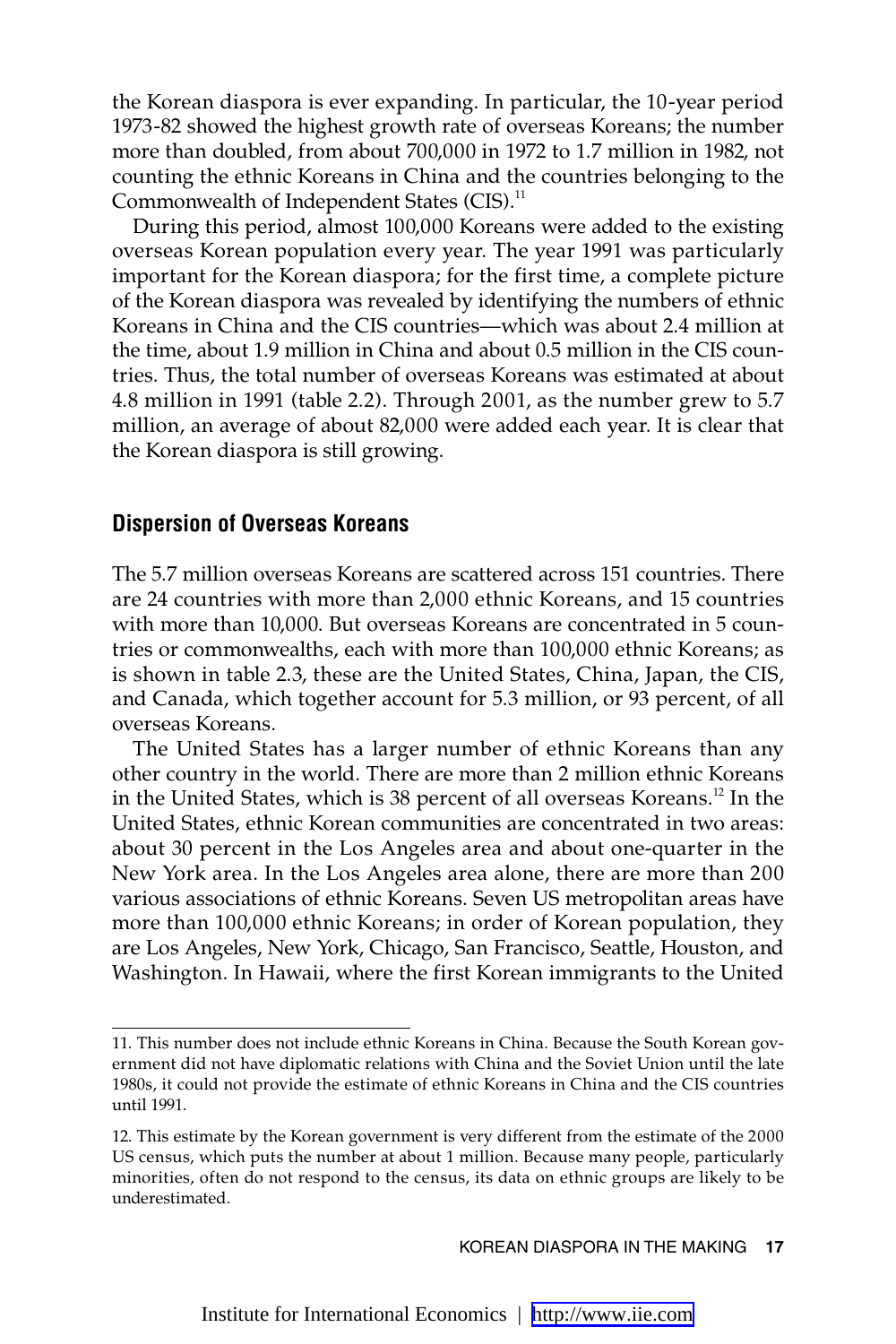the Korean diaspora is ever expanding. In particular, the 10-year period 1973-82 showed the highest growth rate of overseas Koreans; the number more than doubled, from about 700,000 in 1972 to 1.7 million in 1982, not counting the ethnic Koreans in China and the countries belonging to the Commonwealth of Independent States (CIS).[11]

During this period, almost 100,000 Koreans were added to the existing overseas Korean population every year. The year 1991 was particularly important for the Korean diaspora; for the first time, a complete picture of the Korean diaspora was revealed by identifying the numbers of ethnic Koreans in China and the CIS countries—which was about 2.4 million at the time, about 1.9 million in China and about 0.5 million in the CIS countries. Thus, the total number of overseas Koreans was estimated at about 4.8 million in 1991 (table 2.2). Through 2001, as the number grew to 5.7 million, an average of about 82,000 were added each year. It is clear that the Korean diaspora is still growing.

## Dispersion of Overseas Koreans

The 5.7 million overseas Koreans are scattered across 151 countries. There are 24 countries with more than 2,000 ethnic Koreans, and 15 countries with more than 10,000. But overseas Koreans are concentrated in 5 countries or commonwealths, each with more than 100,000 ethnic Koreans; as is shown in table 2.3, these are the United States, China, Japan, the CIS, and Canada, which together account for 5.3 million, or 93 percent, of all overseas Koreans.

The United States has a larger number of ethnic Koreans than any other country in the world. There are more than 2 million ethnic Koreans in the United States, which is 38 percent of all overseas Koreans.[12] In the United States, ethnic Korean communities are concentrated in two areas: about 30 percent in the Los Angeles area and about one-quarter in the New York area. In the Los Angeles area alone, there are more than 200 various associations of ethnic Koreans. Seven US metropolitan areas have more than 100,000 ethnic Koreans; in order of Korean population, they are Los Angeles, New York, Chicago, San Francisco, Seattle, Houston, and Washington. In Hawaii, where the first Korean immigrants to the United

---

11. This number does not include ethnic Koreans in China. Because the South Korean government did not have diplomatic relations with China and the Soviet Union until the late 1980s, it could not provide the estimate of ethnic Koreans in China and the CIS countries until 1991.

12. This estimate by the Korean government is very different from the estimate of the 2000 US census, which puts the number at about 1 million. Because many people, particularly minorities, often do not respond to the census, its data on ethnic groups are likely to be underestimated.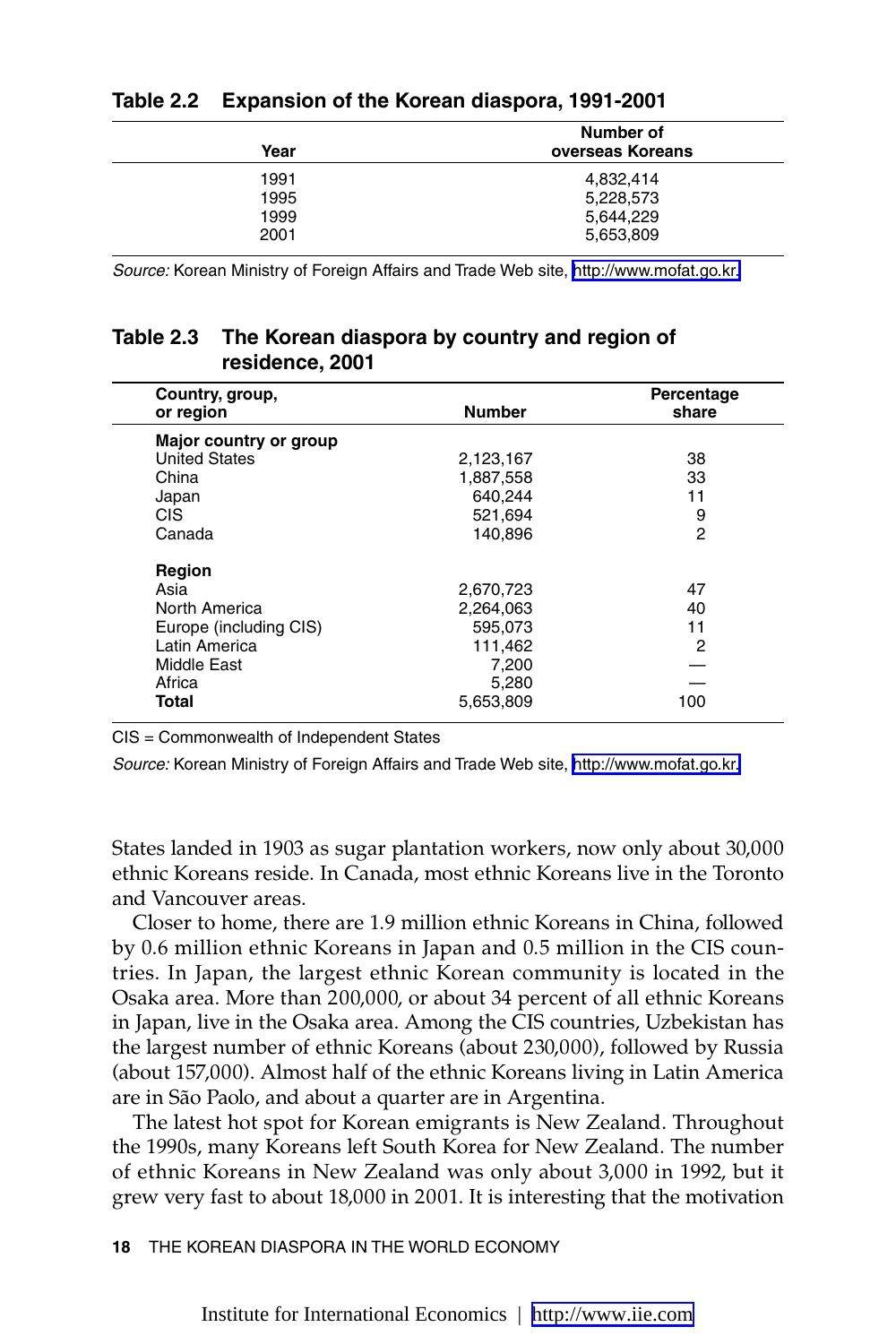**Table 2.2 Expansion of the Korean diaspora, 1991-2001**

| Year | Number of overseas Koreans |
|---|---|
| 1991 | 4,832,414 |
| 1995 | 5,228,573 |
| 1999 | 5,644,229 |
| 2001 | 5,653,809 |

*Source:* Korean Ministry of Foreign Affairs and Trade Web site, http://www.mofat.go.kr.

**Table 2.3 The Korean diaspora by country and region of residence, 2001**

| Country, group, or region | Number | Percentage share |
|---|---|---|
| **Major country or group** | | |
| United States | 2,123,167 | 38 |
| China | 1,887,558 | 33 |
| Japan | 640,244 | 11 |
| CIS | 521,694 | 9 |
| Canada | 140,896 | 2 |
| **Region** | | |
| Asia | 2,670,723 | 47 |
| North America | 2,264,063 | 40 |
| Europe (including CIS) | 595,073 | 11 |
| Latin America | 111,462 | 2 |
| Middle East | 7,200 | — |
| Africa | 5,280 | — |
| **Total** | 5,653,809 | 100 |

CIS = Commonwealth of Independent States

*Source:* Korean Ministry of Foreign Affairs and Trade Web site, http://www.mofat.go.kr.

States landed in 1903 as sugar plantation workers, now only about 30,000 ethnic Koreans reside. In Canada, most ethnic Koreans live in the Toronto and Vancouver areas.

Closer to home, there are 1.9 million ethnic Koreans in China, followed by 0.6 million ethnic Koreans in Japan and 0.5 million in the CIS countries. In Japan, the largest ethnic Korean community is located in the Osaka area. More than 200,000, or about 34 percent of all ethnic Koreans in Japan, live in the Osaka area. Among the CIS countries, Uzbekistan has the largest number of ethnic Koreans (about 230,000), followed by Russia (about 157,000). Almost half of the ethnic Koreans living in Latin America are in São Paolo, and about a quarter are in Argentina.

The latest hot spot for Korean emigrants is New Zealand. Throughout the 1990s, many Koreans left South Korea for New Zealand. The number of ethnic Koreans in New Zealand was only about 3,000 in 1992, but it grew very fast to about 18,000 in 2001. It is interesting that the motivation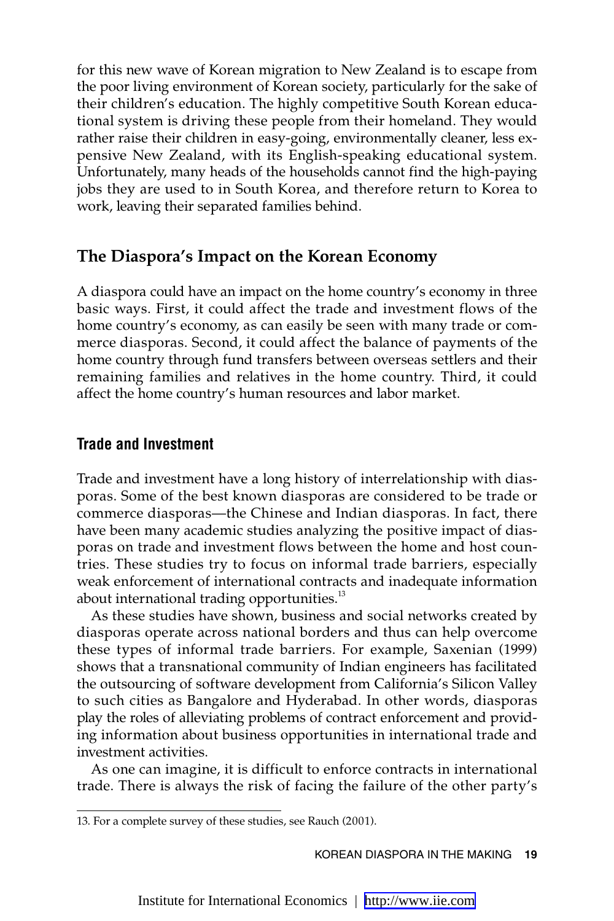for this new wave of Korean migration to New Zealand is to escape from the poor living environment of Korean society, particularly for the sake of their children's education. The highly competitive South Korean educational system is driving these people from their homeland. They would rather raise their children in easy-going, environmentally cleaner, less expensive New Zealand, with its English-speaking educational system. Unfortunately, many heads of the households cannot find the high-paying jobs they are used to in South Korea, and therefore return to Korea to work, leaving their separated families behind.

## The Diaspora's Impact on the Korean Economy

A diaspora could have an impact on the home country's economy in three basic ways. First, it could affect the trade and investment flows of the home country's economy, as can easily be seen with many trade or commerce diasporas. Second, it could affect the balance of payments of the home country through fund transfers between overseas settlers and their remaining families and relatives in the home country. Third, it could affect the home country's human resources and labor market.

### Trade and Investment

Trade and investment have a long history of interrelationship with diasporas. Some of the best known diasporas are considered to be trade or commerce diasporas—the Chinese and Indian diasporas. In fact, there have been many academic studies analyzing the positive impact of diasporas on trade and investment flows between the home and host countries. These studies try to focus on informal trade barriers, especially weak enforcement of international contracts and inadequate information about international trading opportunities.[13]

As these studies have shown, business and social networks created by diasporas operate across national borders and thus can help overcome these types of informal trade barriers. For example, Saxenian (1999) shows that a transnational community of Indian engineers has facilitated the outsourcing of software development from California's Silicon Valley to such cities as Bangalore and Hyderabad. In other words, diasporas play the roles of alleviating problems of contract enforcement and providing information about business opportunities in international trade and investment activities.

As one can imagine, it is difficult to enforce contracts in international trade. There is always the risk of facing the failure of the other party's

13. For a complete survey of these studies, see Rauch (2001).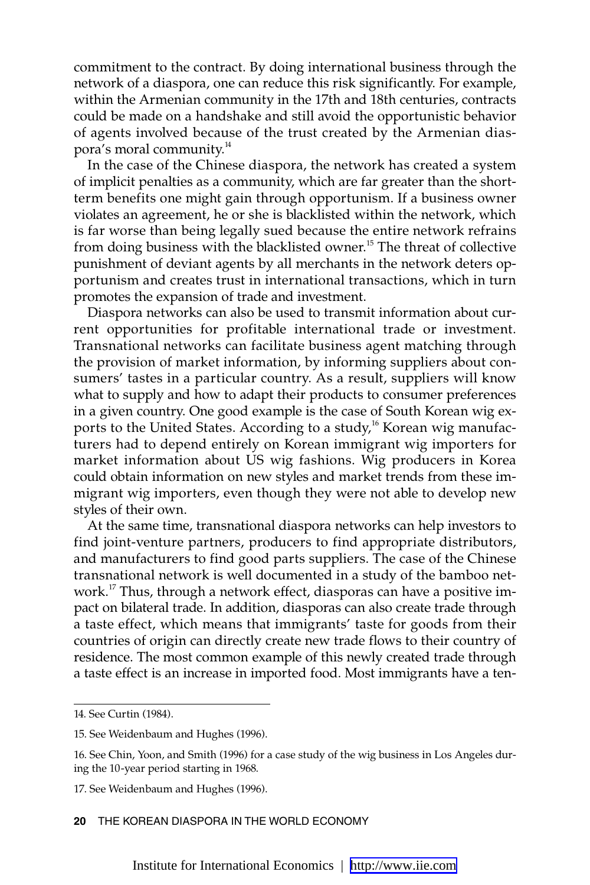commitment to the contract. By doing international business through the network of a diaspora, one can reduce this risk significantly. For example, within the Armenian community in the 17th and 18th centuries, contracts could be made on a handshake and still avoid the opportunistic behavior of agents involved because of the trust created by the Armenian diaspora's moral community.[14]

In the case of the Chinese diaspora, the network has created a system of implicit penalties as a community, which are far greater than the short-term benefits one might gain through opportunism. If a business owner violates an agreement, he or she is blacklisted within the network, which is far worse than being legally sued because the entire network refrains from doing business with the blacklisted owner.[15] The threat of collective punishment of deviant agents by all merchants in the network deters opportunism and creates trust in international transactions, which in turn promotes the expansion of trade and investment.

Diaspora networks can also be used to transmit information about current opportunities for profitable international trade or investment. Transnational networks can facilitate business agent matching through the provision of market information, by informing suppliers about consumers' tastes in a particular country. As a result, suppliers will know what to supply and how to adapt their products to consumer preferences in a given country. One good example is the case of South Korean wig exports to the United States. According to a study,[16] Korean wig manufacturers had to depend entirely on Korean immigrant wig importers for market information about US wig fashions. Wig producers in Korea could obtain information on new styles and market trends from these immigrant wig importers, even though they were not able to develop new styles of their own.

At the same time, transnational diaspora networks can help investors to find joint-venture partners, producers to find appropriate distributors, and manufacturers to find good parts suppliers. The case of the Chinese transnational network is well documented in a study of the bamboo network.[17] Thus, through a network effect, diasporas can have a positive impact on bilateral trade. In addition, diasporas can also create trade through a taste effect, which means that immigrants' taste for goods from their countries of origin can directly create new trade flows to their country of residence. The most common example of this newly created trade through a taste effect is an increase in imported food. Most immigrants have a ten-

---

14. See Curtin (1984).

15. See Weidenbaum and Hughes (1996).

16. See Chin, Yoon, and Smith (1996) for a case study of the wig business in Los Angeles during the 10-year period starting in 1968.

17. See Weidenbaum and Hughes (1996).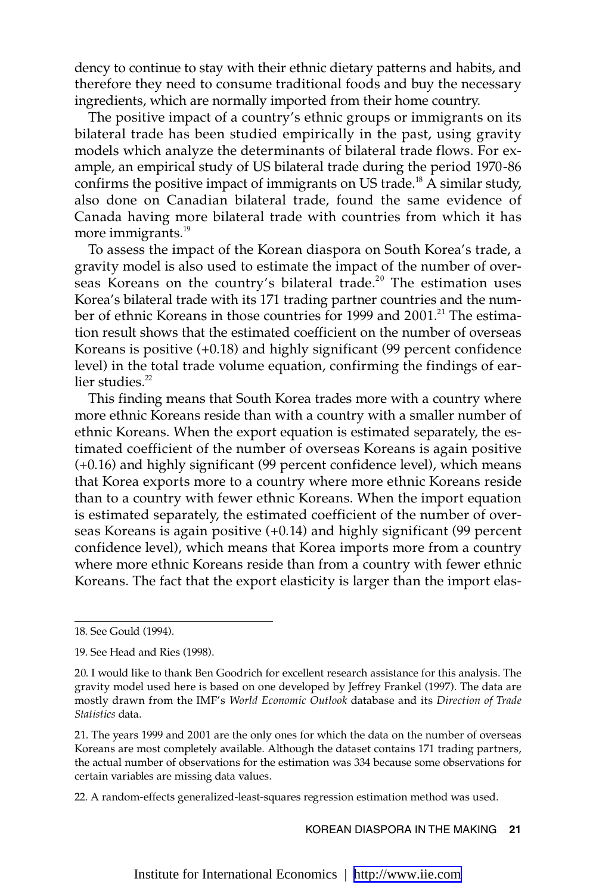dency to continue to stay with their ethnic dietary patterns and habits, and therefore they need to consume traditional foods and buy the necessary ingredients, which are normally imported from their home country.

The positive impact of a country's ethnic groups or immigrants on its bilateral trade has been studied empirically in the past, using gravity models which analyze the determinants of bilateral trade flows. For example, an empirical study of US bilateral trade during the period 1970-86 confirms the positive impact of immigrants on US trade.[18] A similar study, also done on Canadian bilateral trade, found the same evidence of Canada having more bilateral trade with countries from which it has more immigrants.[19]

To assess the impact of the Korean diaspora on South Korea's trade, a gravity model is also used to estimate the impact of the number of overseas Koreans on the country's bilateral trade.[20] The estimation uses Korea's bilateral trade with its 171 trading partner countries and the number of ethnic Koreans in those countries for 1999 and 2001.[21] The estimation result shows that the estimated coefficient on the number of overseas Koreans is positive (+0.18) and highly significant (99 percent confidence level) in the total trade volume equation, confirming the findings of earlier studies.[22]

This finding means that South Korea trades more with a country where more ethnic Koreans reside than with a country with a smaller number of ethnic Koreans. When the export equation is estimated separately, the estimated coefficient of the number of overseas Koreans is again positive (+0.16) and highly significant (99 percent confidence level), which means that Korea exports more to a country where more ethnic Koreans reside than to a country with fewer ethnic Koreans. When the import equation is estimated separately, the estimated coefficient of the number of overseas Koreans is again positive (+0.14) and highly significant (99 percent confidence level), which means that Korea imports more from a country where more ethnic Koreans reside than from a country with fewer ethnic Koreans. The fact that the export elasticity is larger than the import elas-

18. See Gould (1994).

19. See Head and Ries (1998).

20. I would like to thank Ben Goodrich for excellent research assistance for this analysis. The gravity model used here is based on one developed by Jeffrey Frankel (1997). The data are mostly drawn from the IMF's *World Economic Outlook* database and its *Direction of Trade Statistics* data.

21. The years 1999 and 2001 are the only ones for which the data on the number of overseas Koreans are most completely available. Although the dataset contains 171 trading partners, the actual number of observations for the estimation was 334 because some observations for certain variables are missing data values.

22. A random-effects generalized-least-squares regression estimation method was used.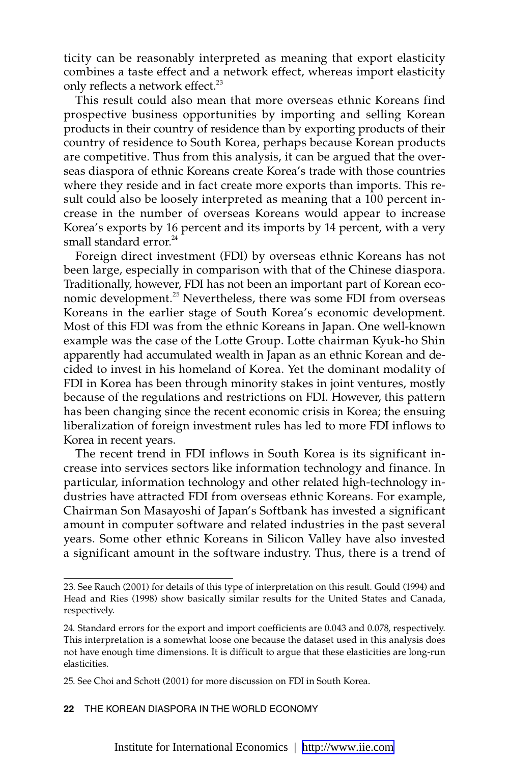ticity can be reasonably interpreted as meaning that export elasticity combines a taste effect and a network effect, whereas import elasticity only reflects a network effect.[23]

This result could also mean that more overseas ethnic Koreans find prospective business opportunities by importing and selling Korean products in their country of residence than by exporting products of their country of residence to South Korea, perhaps because Korean products are competitive. Thus from this analysis, it can be argued that the overseas diaspora of ethnic Koreans create Korea's trade with those countries where they reside and in fact create more exports than imports. This result could also be loosely interpreted as meaning that a 100 percent increase in the number of overseas Koreans would appear to increase Korea's exports by 16 percent and its imports by 14 percent, with a very small standard error.[24]

Foreign direct investment (FDI) by overseas ethnic Koreans has not been large, especially in comparison with that of the Chinese diaspora. Traditionally, however, FDI has not been an important part of Korean economic development.[25] Nevertheless, there was some FDI from overseas Koreans in the earlier stage of South Korea's economic development. Most of this FDI was from the ethnic Koreans in Japan. One well-known example was the case of the Lotte Group. Lotte chairman Kyuk-ho Shin apparently had accumulated wealth in Japan as an ethnic Korean and decided to invest in his homeland of Korea. Yet the dominant modality of FDI in Korea has been through minority stakes in joint ventures, mostly because of the regulations and restrictions on FDI. However, this pattern has been changing since the recent economic crisis in Korea; the ensuing liberalization of foreign investment rules has led to more FDI inflows to Korea in recent years.

The recent trend in FDI inflows in South Korea is its significant increase into services sectors like information technology and finance. In particular, information technology and other related high-technology industries have attracted FDI from overseas ethnic Koreans. For example, Chairman Son Masayoshi of Japan's Softbank has invested a significant amount in computer software and related industries in the past several years. Some other ethnic Koreans in Silicon Valley have also invested a significant amount in the software industry. Thus, there is a trend of

---

23. See Rauch (2001) for details of this type of interpretation on this result. Gould (1994) and Head and Ries (1998) show basically similar results for the United States and Canada, respectively.

24. Standard errors for the export and import coefficients are 0.043 and 0.078, respectively. This interpretation is a somewhat loose one because the dataset used in this analysis does not have enough time dimensions. It is difficult to argue that these elasticities are long-run elasticities.

25. See Choi and Schott (2001) for more discussion on FDI in South Korea.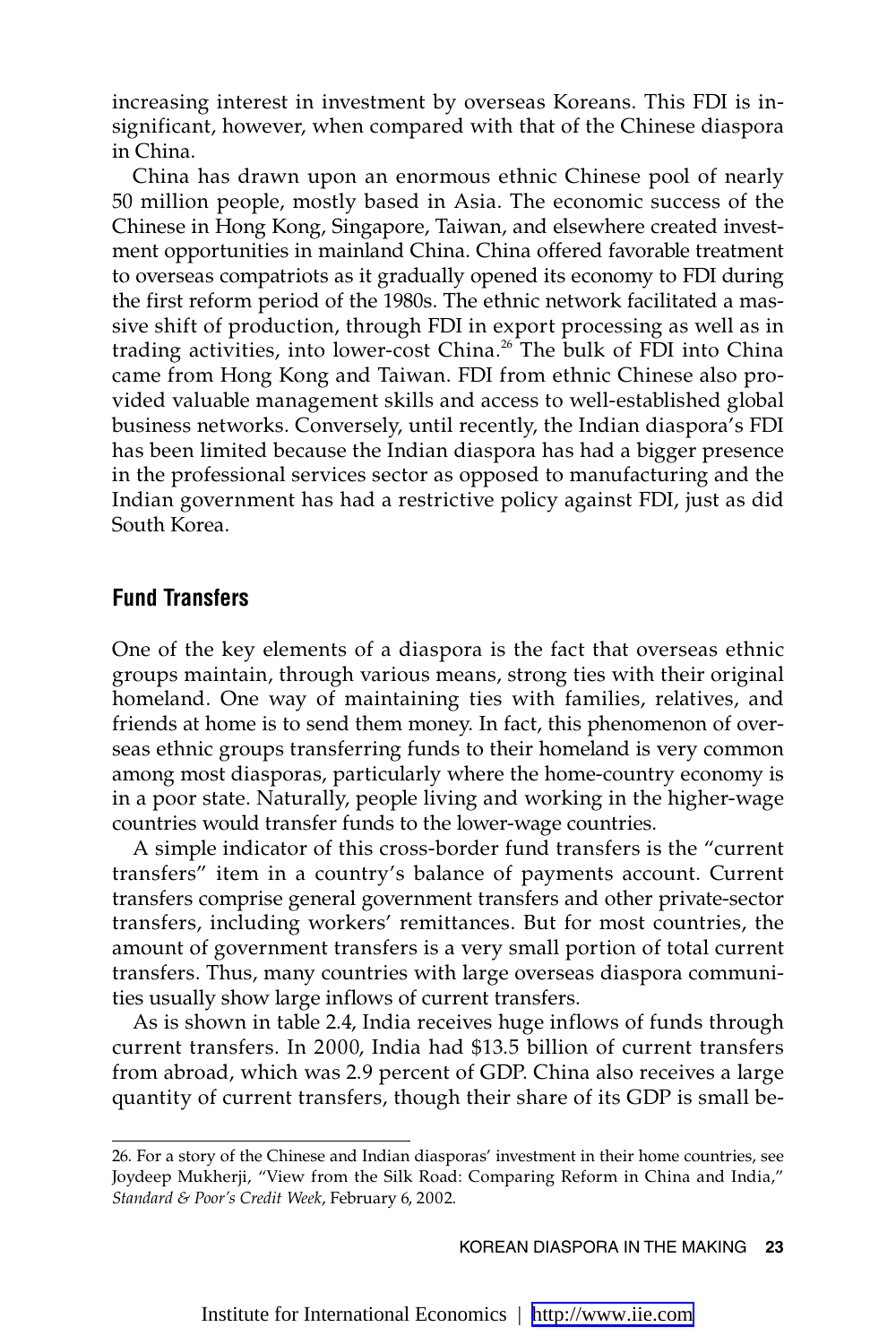increasing interest in investment by overseas Koreans. This FDI is insignificant, however, when compared with that of the Chinese diaspora in China.

China has drawn upon an enormous ethnic Chinese pool of nearly 50 million people, mostly based in Asia. The economic success of the Chinese in Hong Kong, Singapore, Taiwan, and elsewhere created investment opportunities in mainland China. China offered favorable treatment to overseas compatriots as it gradually opened its economy to FDI during the first reform period of the 1980s. The ethnic network facilitated a massive shift of production, through FDI in export processing as well as in trading activities, into lower-cost China.[26] The bulk of FDI into China came from Hong Kong and Taiwan. FDI from ethnic Chinese also provided valuable management skills and access to well-established global business networks. Conversely, until recently, the Indian diaspora's FDI has been limited because the Indian diaspora has had a bigger presence in the professional services sector as opposed to manufacturing and the Indian government has had a restrictive policy against FDI, just as did South Korea.

### Fund Transfers

One of the key elements of a diaspora is the fact that overseas ethnic groups maintain, through various means, strong ties with their original homeland. One way of maintaining ties with families, relatives, and friends at home is to send them money. In fact, this phenomenon of overseas ethnic groups transferring funds to their homeland is very common among most diasporas, particularly where the home-country economy is in a poor state. Naturally, people living and working in the higher-wage countries would transfer funds to the lower-wage countries.

A simple indicator of this cross-border fund transfers is the "current transfers" item in a country's balance of payments account. Current transfers comprise general government transfers and other private-sector transfers, including workers' remittances. But for most countries, the amount of government transfers is a very small portion of total current transfers. Thus, many countries with large overseas diaspora communities usually show large inflows of current transfers.

As is shown in table 2.4, India receives huge inflows of funds through current transfers. In 2000, India had $13.5 billion of current transfers from abroad, which was 2.9 percent of GDP. China also receives a large quantity of current transfers, though their share of its GDP is small be-

26. For a story of the Chinese and Indian diasporas' investment in their home countries, see Joydeep Mukherji, "View from the Silk Road: Comparing Reform in China and India," *Standard & Poor's Credit Week*, February 6, 2002.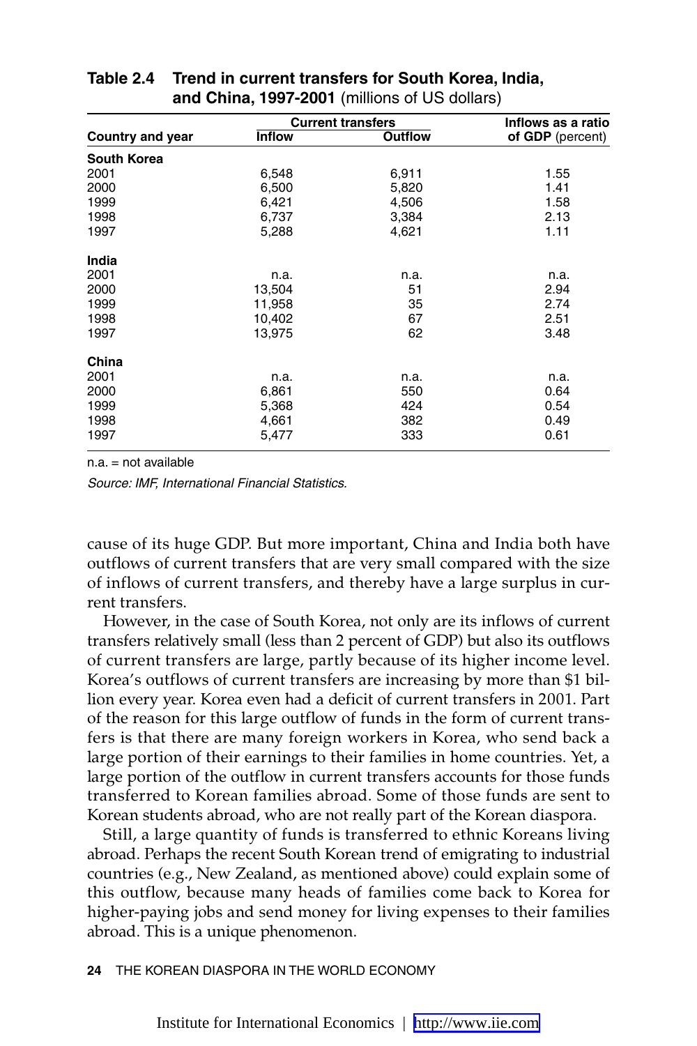**Table 2.4 Trend in current transfers for South Korea, India, and China, 1997-2001** (millions of US dollars)

| Country and year | Current transfers | | Inflows as a ratio of GDP (percent) |
|---|---|---|---|
| | Inflow | Outflow | |
| **South Korea** | | | |
| 2001 | 6,548 | 6,911 | 1.55 |
| 2000 | 6,500 | 5,820 | 1.41 |
| 1999 | 6,421 | 4,506 | 1.58 |
| 1998 | 6,737 | 3,384 | 2.13 |
| 1997 | 5,288 | 4,621 | 1.11 |
| **India** | | | |
| 2001 | n.a. | n.a. | n.a. |
| 2000 | 13,504 | 51 | 2.94 |
| 1999 | 11,958 | 35 | 2.74 |
| 1998 | 10,402 | 67 | 2.51 |
| 1997 | 13,975 | 62 | 3.48 |
| **China** | | | |
| 2001 | n.a. | n.a. | n.a. |
| 2000 | 6,861 | 550 | 0.64 |
| 1999 | 5,368 | 424 | 0.54 |
| 1998 | 4,661 | 382 | 0.49 |
| 1997 | 5,477 | 333 | 0.61 |

n.a. = not available

*Source: IMF, International Financial Statistics.*

cause of its huge GDP. But more important, China and India both have outflows of current transfers that are very small compared with the size of inflows of current transfers, and thereby have a large surplus in current transfers.

However, in the case of South Korea, not only are its inflows of current transfers relatively small (less than 2 percent of GDP) but also its outflows of current transfers are large, partly because of its higher income level. Korea's outflows of current transfers are increasing by more than $1 billion every year. Korea even had a deficit of current transfers in 2001. Part of the reason for this large outflow of funds in the form of current transfers is that there are many foreign workers in Korea, who send back a large portion of their earnings to their families in home countries. Yet, a large portion of the outflow in current transfers accounts for those funds transferred to Korean families abroad. Some of those funds are sent to Korean students abroad, who are not really part of the Korean diaspora.

Still, a large quantity of funds is transferred to ethnic Koreans living abroad. Perhaps the recent South Korean trend of emigrating to industrial countries (e.g., New Zealand, as mentioned above) could explain some of this outflow, because many heads of families come back to Korea for higher-paying jobs and send money for living expenses to their families abroad. This is a unique phenomenon.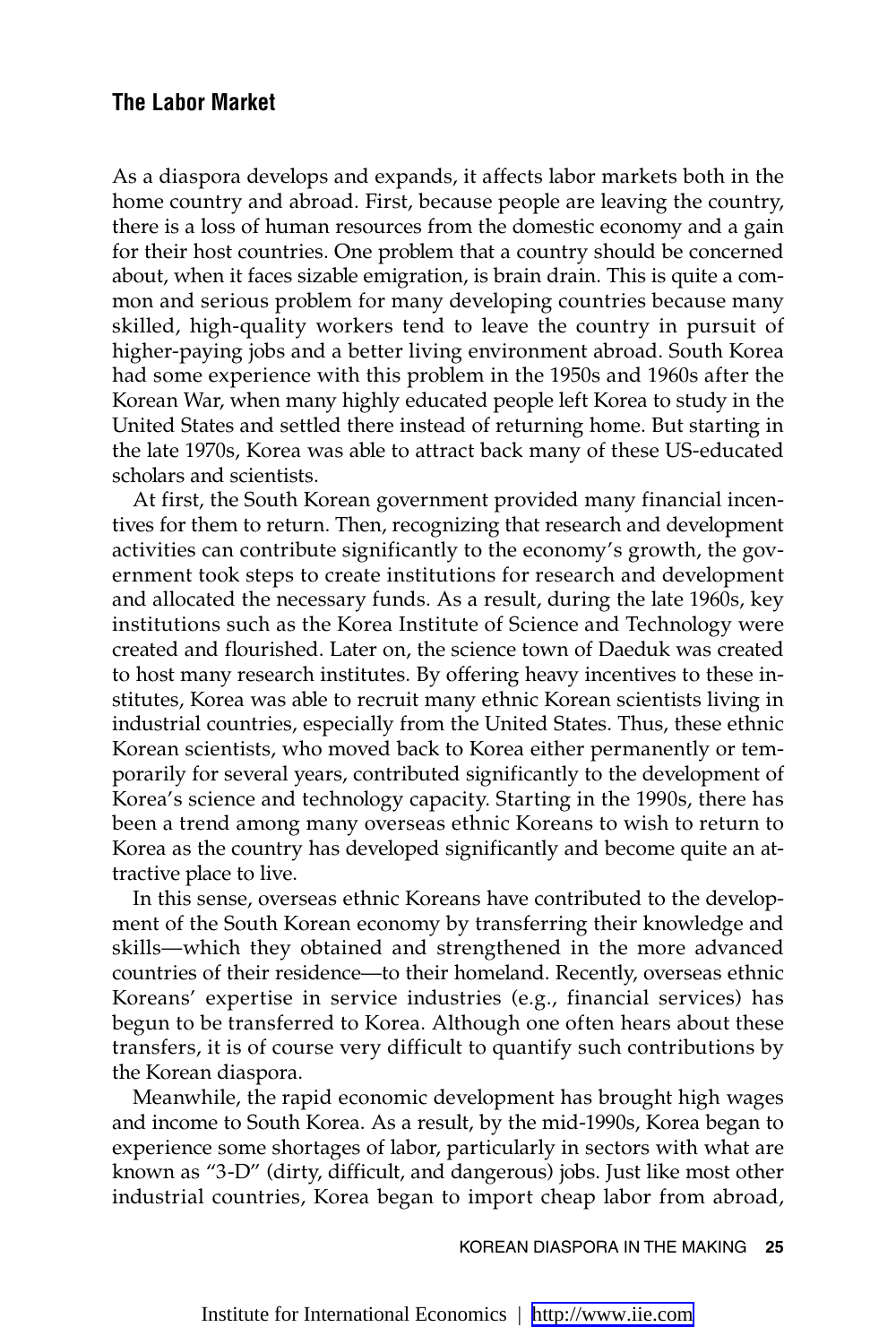## The Labor Market

As a diaspora develops and expands, it affects labor markets both in the home country and abroad. First, because people are leaving the country, there is a loss of human resources from the domestic economy and a gain for their host countries. One problem that a country should be concerned about, when it faces sizable emigration, is brain drain. This is quite a common and serious problem for many developing countries because many skilled, high-quality workers tend to leave the country in pursuit of higher-paying jobs and a better living environment abroad. South Korea had some experience with this problem in the 1950s and 1960s after the Korean War, when many highly educated people left Korea to study in the United States and settled there instead of returning home. But starting in the late 1970s, Korea was able to attract back many of these US-educated scholars and scientists.

At first, the South Korean government provided many financial incentives for them to return. Then, recognizing that research and development activities can contribute significantly to the economy's growth, the government took steps to create institutions for research and development and allocated the necessary funds. As a result, during the late 1960s, key institutions such as the Korea Institute of Science and Technology were created and flourished. Later on, the science town of Daeduk was created to host many research institutes. By offering heavy incentives to these institutes, Korea was able to recruit many ethnic Korean scientists living in industrial countries, especially from the United States. Thus, these ethnic Korean scientists, who moved back to Korea either permanently or temporarily for several years, contributed significantly to the development of Korea's science and technology capacity. Starting in the 1990s, there has been a trend among many overseas ethnic Koreans to wish to return to Korea as the country has developed significantly and become quite an attractive place to live.

In this sense, overseas ethnic Koreans have contributed to the development of the South Korean economy by transferring their knowledge and skills—which they obtained and strengthened in the more advanced countries of their residence—to their homeland. Recently, overseas ethnic Koreans' expertise in service industries (e.g., financial services) has begun to be transferred to Korea. Although one often hears about these transfers, it is of course very difficult to quantify such contributions by the Korean diaspora.

Meanwhile, the rapid economic development has brought high wages and income to South Korea. As a result, by the mid-1990s, Korea began to experience some shortages of labor, particularly in sectors with what are known as "3-D" (dirty, difficult, and dangerous) jobs. Just like most other industrial countries, Korea began to import cheap labor from abroad,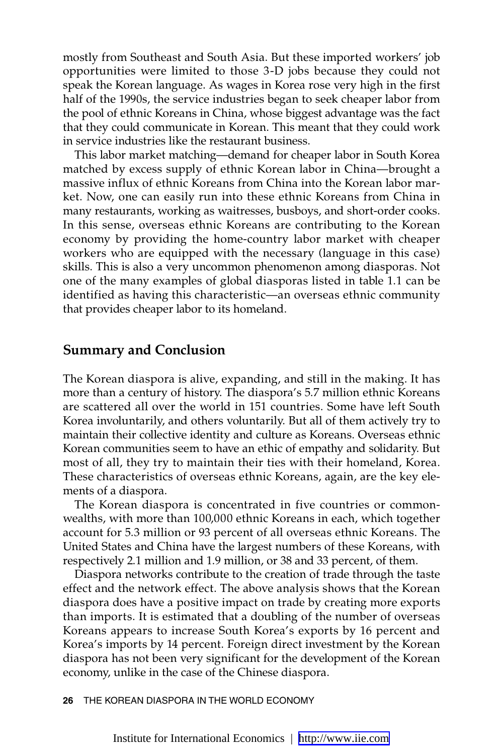mostly from Southeast and South Asia. But these imported workers' job opportunities were limited to those 3-D jobs because they could not speak the Korean language. As wages in Korea rose very high in the first half of the 1990s, the service industries began to seek cheaper labor from the pool of ethnic Koreans in China, whose biggest advantage was the fact that they could communicate in Korean. This meant that they could work in service industries like the restaurant business.

This labor market matching—demand for cheaper labor in South Korea matched by excess supply of ethnic Korean labor in China—brought a massive influx of ethnic Koreans from China into the Korean labor market. Now, one can easily run into these ethnic Koreans from China in many restaurants, working as waitresses, busboys, and short-order cooks. In this sense, overseas ethnic Koreans are contributing to the Korean economy by providing the home-country labor market with cheaper workers who are equipped with the necessary (language in this case) skills. This is also a very uncommon phenomenon among diasporas. Not one of the many examples of global diasporas listed in table 1.1 can be identified as having this characteristic—an overseas ethnic community that provides cheaper labor to its homeland.

## Summary and Conclusion

The Korean diaspora is alive, expanding, and still in the making. It has more than a century of history. The diaspora's 5.7 million ethnic Koreans are scattered all over the world in 151 countries. Some have left South Korea involuntarily, and others voluntarily. But all of them actively try to maintain their collective identity and culture as Koreans. Overseas ethnic Korean communities seem to have an ethic of empathy and solidarity. But most of all, they try to maintain their ties with their homeland, Korea. These characteristics of overseas ethnic Koreans, again, are the key elements of a diaspora.

The Korean diaspora is concentrated in five countries or commonwealths, with more than 100,000 ethnic Koreans in each, which together account for 5.3 million or 93 percent of all overseas ethnic Koreans. The United States and China have the largest numbers of these Koreans, with respectively 2.1 million and 1.9 million, or 38 and 33 percent, of them.

Diaspora networks contribute to the creation of trade through the taste effect and the network effect. The above analysis shows that the Korean diaspora does have a positive impact on trade by creating more exports than imports. It is estimated that a doubling of the number of overseas Koreans appears to increase South Korea's exports by 16 percent and Korea's imports by 14 percent. Foreign direct investment by the Korean diaspora has not been very significant for the development of the Korean economy, unlike in the case of the Chinese diaspora.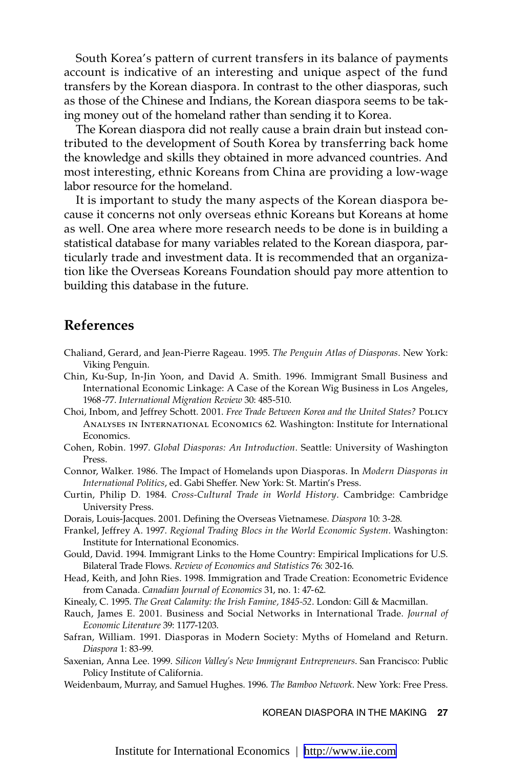South Korea's pattern of current transfers in its balance of payments account is indicative of an interesting and unique aspect of the fund transfers by the Korean diaspora. In contrast to the other diasporas, such as those of the Chinese and Indians, the Korean diaspora seems to be taking money out of the homeland rather than sending it to Korea.

The Korean diaspora did not really cause a brain drain but instead contributed to the development of South Korea by transferring back home the knowledge and skills they obtained in more advanced countries. And most interesting, ethnic Koreans from China are providing a low-wage labor resource for the homeland.

It is important to study the many aspects of the Korean diaspora because it concerns not only overseas ethnic Koreans but Koreans at home as well. One area where more research needs to be done is in building a statistical database for many variables related to the Korean diaspora, particularly trade and investment data. It is recommended that an organization like the Overseas Koreans Foundation should pay more attention to building this database in the future.

## References

Chaliand, Gerard, and Jean-Pierre Rageau. 1995. *The Penguin Atlas of Diasporas*. New York: Viking Penguin.

Chin, Ku-Sup, In-Jin Yoon, and David A. Smith. 1996. Immigrant Small Business and International Economic Linkage: A Case of the Korean Wig Business in Los Angeles, 1968-77. *International Migration Review* 30: 485-510.

Choi, Inbom, and Jeffrey Schott. 2001. *Free Trade Between Korea and the United States?* Policy Analyses in International Economics 62. Washington: Institute for International Economics.

Cohen, Robin. 1997. *Global Diasporas: An Introduction*. Seattle: University of Washington Press.

Connor, Walker. 1986. The Impact of Homelands upon Diasporas. In *Modern Diasporas in International Politics*, ed. Gabi Sheffer. New York: St. Martin's Press.

Curtin, Philip D. 1984. *Cross-Cultural Trade in World History*. Cambridge: Cambridge University Press.

Dorais, Louis-Jacques. 2001. Defining the Overseas Vietnamese. *Diaspora* 10: 3-28.

Frankel, Jeffrey A. 1997. *Regional Trading Blocs in the World Economic System*. Washington: Institute for International Economics.

Gould, David. 1994. Immigrant Links to the Home Country: Empirical Implications for U.S. Bilateral Trade Flows. *Review of Economics and Statistics* 76: 302-16.

Head, Keith, and John Ries. 1998. Immigration and Trade Creation: Econometric Evidence from Canada. *Canadian Journal of Economics* 31, no. 1: 47-62.

Kinealy, C. 1995. *The Great Calamity: the Irish Famine, 1845-52*. London: Gill & Macmillan.

Rauch, James E. 2001. Business and Social Networks in International Trade. *Journal of Economic Literature* 39: 1177-1203.

Safran, William. 1991. Diasporas in Modern Society: Myths of Homeland and Return. *Diaspora* 1: 83-99.

Saxenian, Anna Lee. 1999. *Silicon Valley's New Immigrant Entrepreneurs*. San Francisco: Public Policy Institute of California.

Weidenbaum, Murray, and Samuel Hughes. 1996. *The Bamboo Network*. New York: Free Press.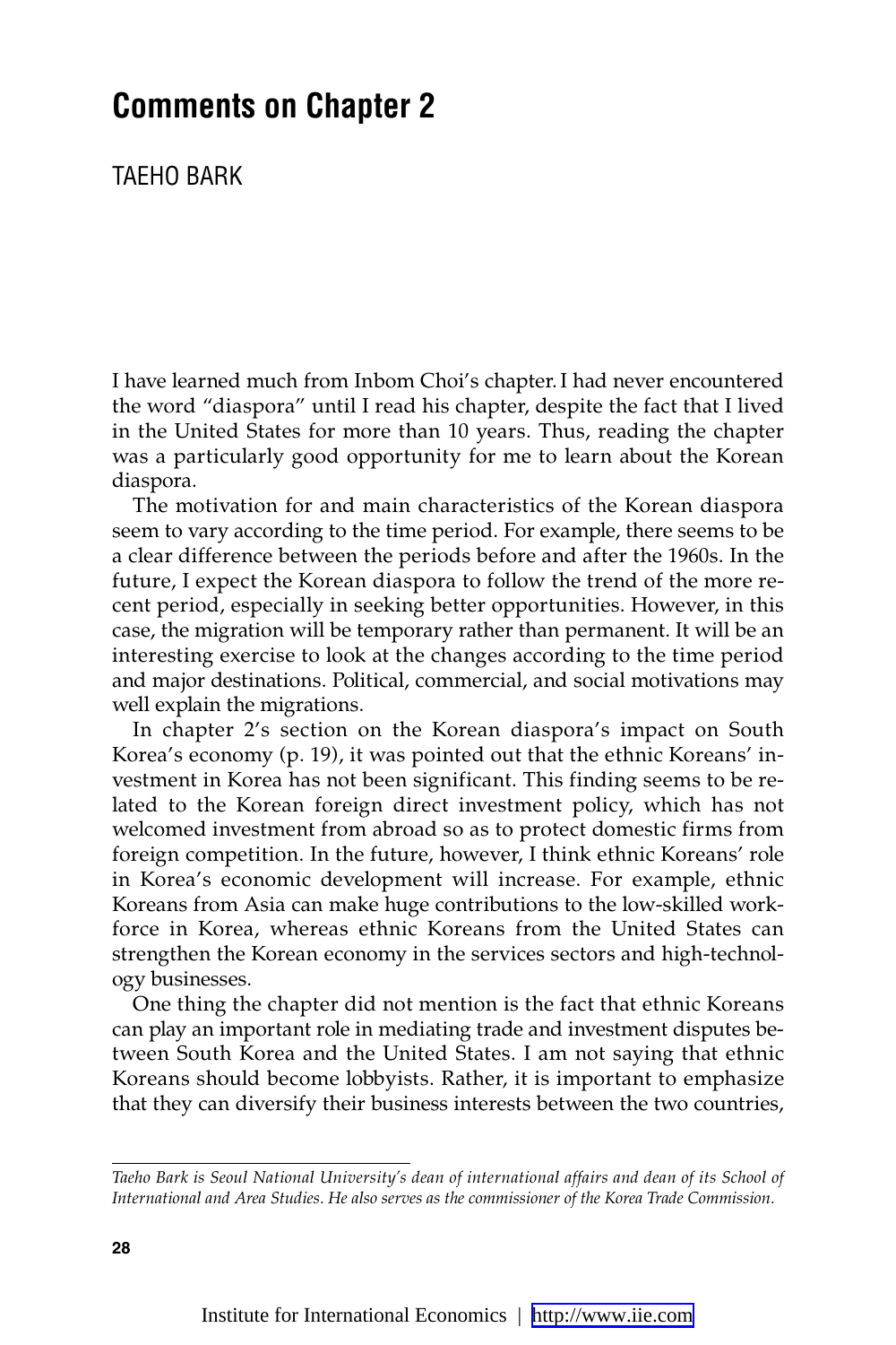# Comments on Chapter 2

TAEHO BARK

I have learned much from Inbom Choi's chapter. I had never encountered the word "diaspora" until I read his chapter, despite the fact that I lived in the United States for more than 10 years. Thus, reading the chapter was a particularly good opportunity for me to learn about the Korean diaspora.

The motivation for and main characteristics of the Korean diaspora seem to vary according to the time period. For example, there seems to be a clear difference between the periods before and after the 1960s. In the future, I expect the Korean diaspora to follow the trend of the more recent period, especially in seeking better opportunities. However, in this case, the migration will be temporary rather than permanent. It will be an interesting exercise to look at the changes according to the time period and major destinations. Political, commercial, and social motivations may well explain the migrations.

In chapter 2's section on the Korean diaspora's impact on South Korea's economy (p. 19), it was pointed out that the ethnic Koreans' investment in Korea has not been significant. This finding seems to be related to the Korean foreign direct investment policy, which has not welcomed investment from abroad so as to protect domestic firms from foreign competition. In the future, however, I think ethnic Koreans' role in Korea's economic development will increase. For example, ethnic Koreans from Asia can make huge contributions to the low-skilled workforce in Korea, whereas ethnic Koreans from the United States can strengthen the Korean economy in the services sectors and high-technology businesses.

One thing the chapter did not mention is the fact that ethnic Koreans can play an important role in mediating trade and investment disputes between South Korea and the United States. I am not saying that ethnic Koreans should become lobbyists. Rather, it is important to emphasize that they can diversify their business interests between the two countries,

---

*Taeho Bark is Seoul National University's dean of international affairs and dean of its School of International and Area Studies. He also serves as the commissioner of the Korea Trade Commission.*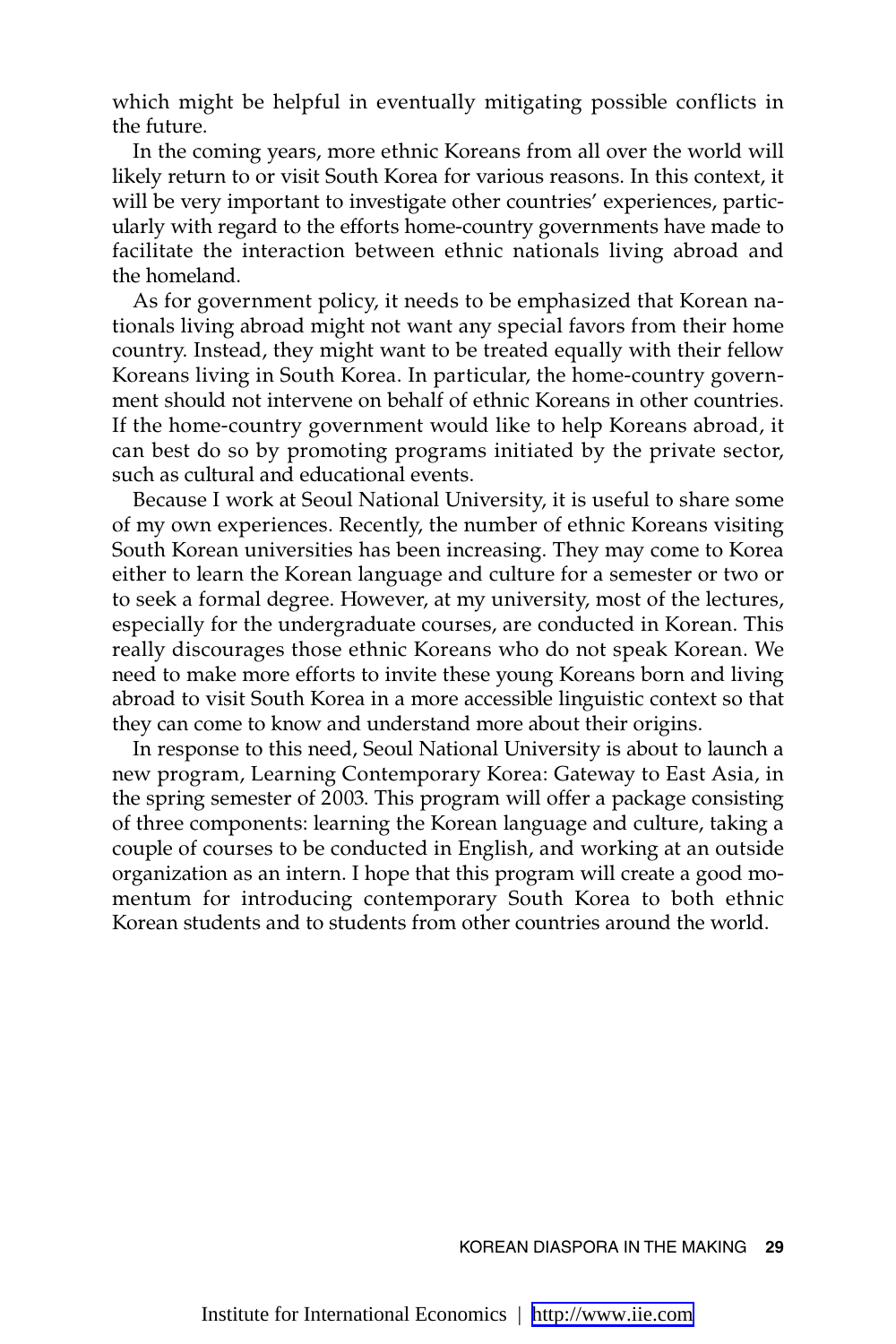which might be helpful in eventually mitigating possible conflicts in the future.

In the coming years, more ethnic Koreans from all over the world will likely return to or visit South Korea for various reasons. In this context, it will be very important to investigate other countries' experiences, particularly with regard to the efforts home-country governments have made to facilitate the interaction between ethnic nationals living abroad and the homeland.

As for government policy, it needs to be emphasized that Korean nationals living abroad might not want any special favors from their home country. Instead, they might want to be treated equally with their fellow Koreans living in South Korea. In particular, the home-country government should not intervene on behalf of ethnic Koreans in other countries. If the home-country government would like to help Koreans abroad, it can best do so by promoting programs initiated by the private sector, such as cultural and educational events.

Because I work at Seoul National University, it is useful to share some of my own experiences. Recently, the number of ethnic Koreans visiting South Korean universities has been increasing. They may come to Korea either to learn the Korean language and culture for a semester or two or to seek a formal degree. However, at my university, most of the lectures, especially for the undergraduate courses, are conducted in Korean. This really discourages those ethnic Koreans who do not speak Korean. We need to make more efforts to invite these young Koreans born and living abroad to visit South Korea in a more accessible linguistic context so that they can come to know and understand more about their origins.

In response to this need, Seoul National University is about to launch a new program, Learning Contemporary Korea: Gateway to East Asia, in the spring semester of 2003. This program will offer a package consisting of three components: learning the Korean language and culture, taking a couple of courses to be conducted in English, and working at an outside organization as an intern. I hope that this program will create a good momentum for introducing contemporary South Korea to both ethnic Korean students and to students from other countries around the world.